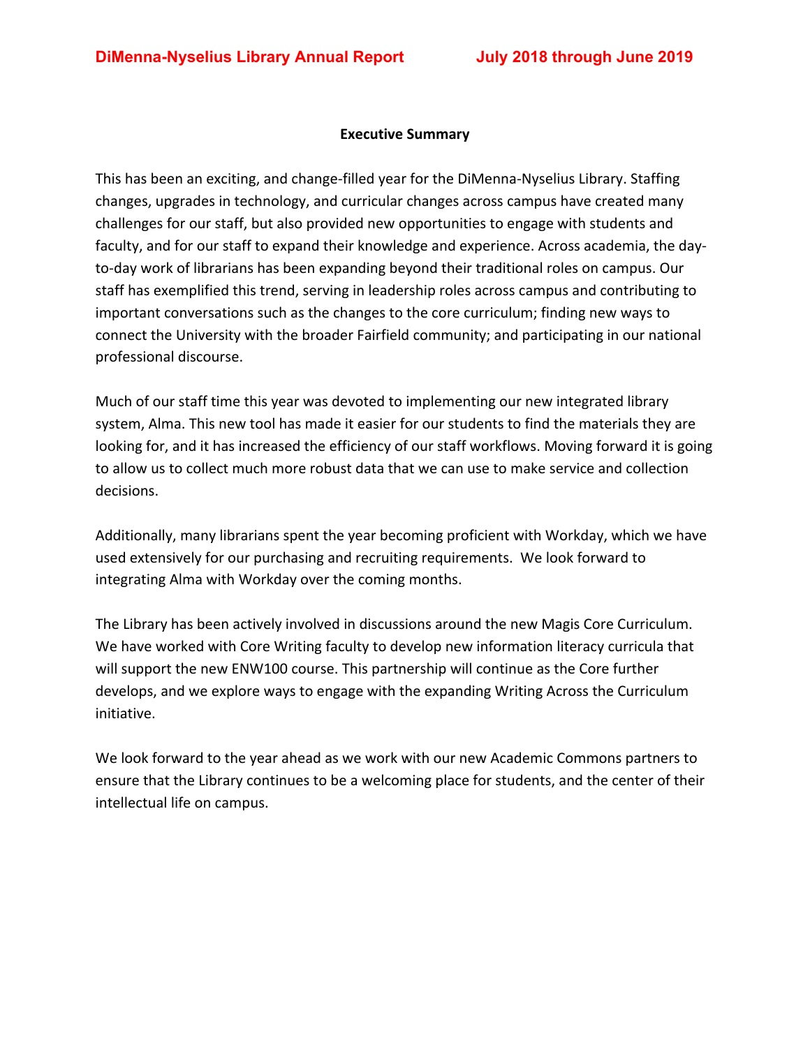# DiMenna-Nyselius Library Annual Report July 2018 through June 2019

## Executive Summary

This has been an exciting, and change-filled year for the DiMenna-Nyselius Library. Staffing changes, upgrades in technology, and curricular changes across campus have created many challenges for our staff, but also provided new opportunities to engage with students and faculty, and for our staff to expand their knowledge and experience. Across academia, the day-to-day work of librarians has been expanding beyond their traditional roles on campus. Our staff has exemplified this trend, serving in leadership roles across campus and contributing to important conversations such as the changes to the core curriculum; finding new ways to connect the University with the broader Fairfield community; and participating in our national professional discourse.

Much of our staff time this year was devoted to implementing our new integrated library system, Alma. This new tool has made it easier for our students to find the materials they are looking for, and it has increased the efficiency of our staff workflows. Moving forward it is going to allow us to collect much more robust data that we can use to make service and collection decisions.

Additionally, many librarians spent the year becoming proficient with Workday, which we have used extensively for our purchasing and recruiting requirements. We look forward to integrating Alma with Workday over the coming months.

The Library has been actively involved in discussions around the new Magis Core Curriculum. We have worked with Core Writing faculty to develop new information literacy curricula that will support the new ENW100 course. This partnership will continue as the Core further develops, and we explore ways to engage with the expanding Writing Across the Curriculum initiative.

We look forward to the year ahead as we work with our new Academic Commons partners to ensure that the Library continues to be a welcoming place for students, and the center of their intellectual life on campus.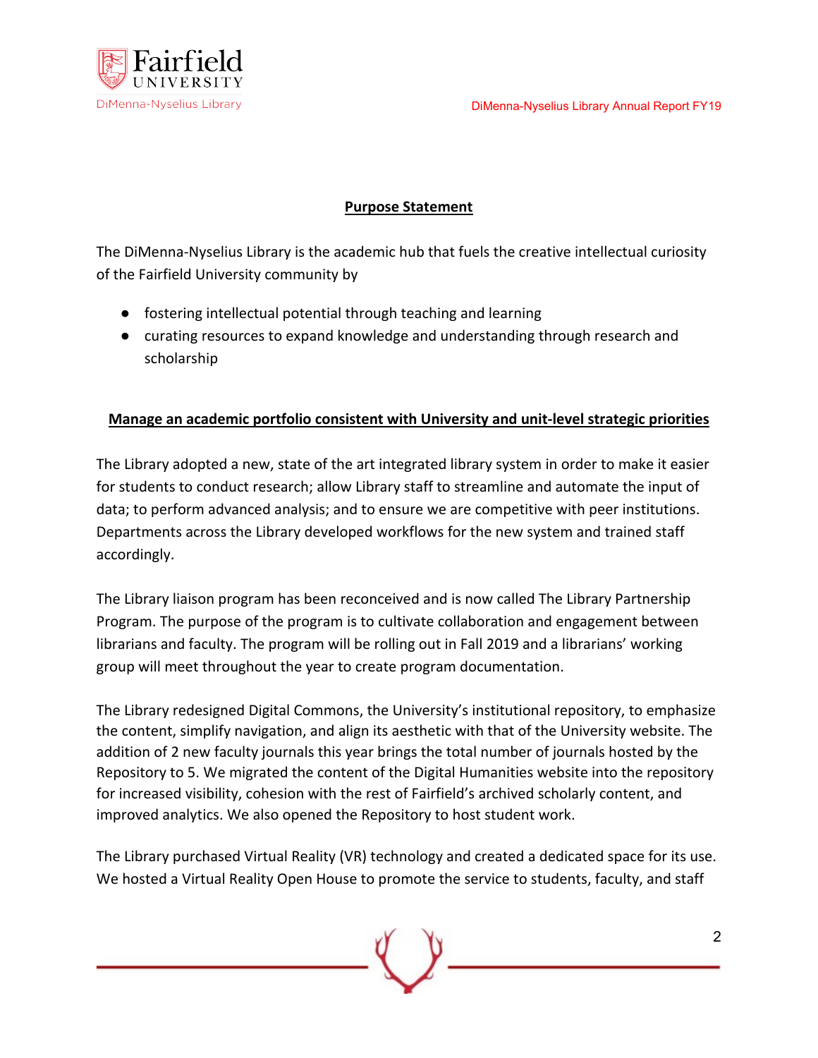## Purpose Statement

The DiMenna-Nyselius Library is the academic hub that fuels the creative intellectual curiosity of the Fairfield University community by

- fostering intellectual potential through teaching and learning
- curating resources to expand knowledge and understanding through research and scholarship

## Manage an academic portfolio consistent with University and unit-level strategic priorities

The Library adopted a new, state of the art integrated library system in order to make it easier for students to conduct research; allow Library staff to streamline and automate the input of data; to perform advanced analysis; and to ensure we are competitive with peer institutions. Departments across the Library developed workflows for the new system and trained staff accordingly.

The Library liaison program has been reconceived and is now called The Library Partnership Program. The purpose of the program is to cultivate collaboration and engagement between librarians and faculty. The program will be rolling out in Fall 2019 and a librarians' working group will meet throughout the year to create program documentation.

The Library redesigned Digital Commons, the University's institutional repository, to emphasize the content, simplify navigation, and align its aesthetic with that of the University website. The addition of 2 new faculty journals this year brings the total number of journals hosted by the Repository to 5. We migrated the content of the Digital Humanities website into the repository for increased visibility, cohesion with the rest of Fairfield's archived scholarly content, and improved analytics. We also opened the Repository to host student work.

The Library purchased Virtual Reality (VR) technology and created a dedicated space for its use. We hosted a Virtual Reality Open House to promote the service to students, faculty, and staff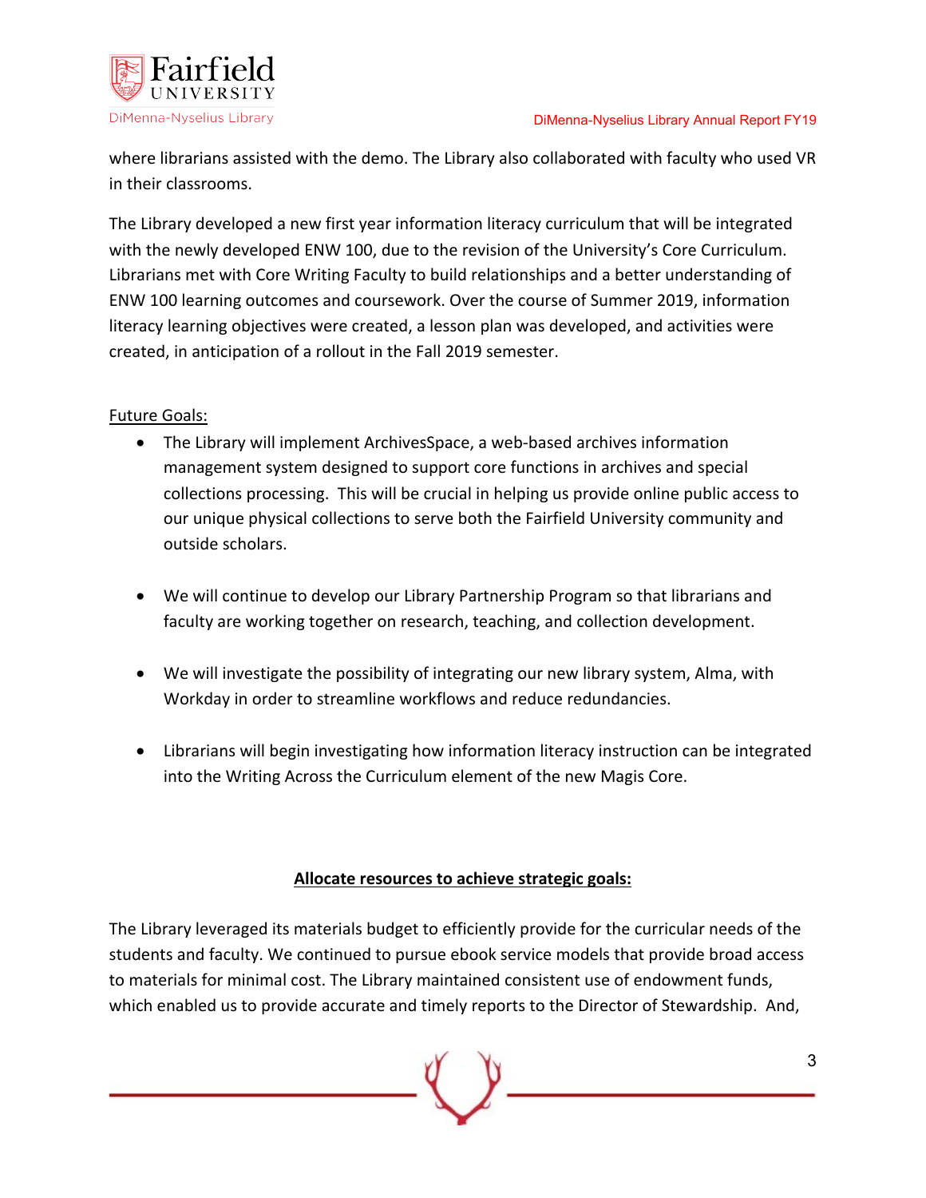where librarians assisted with the demo. The Library also collaborated with faculty who used VR in their classrooms.

The Library developed a new first year information literacy curriculum that will be integrated with the newly developed ENW 100, due to the revision of the University's Core Curriculum. Librarians met with Core Writing Faculty to build relationships and a better understanding of ENW 100 learning outcomes and coursework. Over the course of Summer 2019, information literacy learning objectives were created, a lesson plan was developed, and activities were created, in anticipation of a rollout in the Fall 2019 semester.

Future Goals:

- The Library will implement ArchivesSpace, a web-based archives information management system designed to support core functions in archives and special collections processing. This will be crucial in helping us provide online public access to our unique physical collections to serve both the Fairfield University community and outside scholars.

- We will continue to develop our Library Partnership Program so that librarians and faculty are working together on research, teaching, and collection development.

- We will investigate the possibility of integrating our new library system, Alma, with Workday in order to streamline workflows and reduce redundancies.

- Librarians will begin investigating how information literacy instruction can be integrated into the Writing Across the Curriculum element of the new Magis Core.

## Allocate resources to achieve strategic goals:

The Library leveraged its materials budget to efficiently provide for the curricular needs of the students and faculty. We continued to pursue ebook service models that provide broad access to materials for minimal cost. The Library maintained consistent use of endowment funds, which enabled us to provide accurate and timely reports to the Director of Stewardship. And,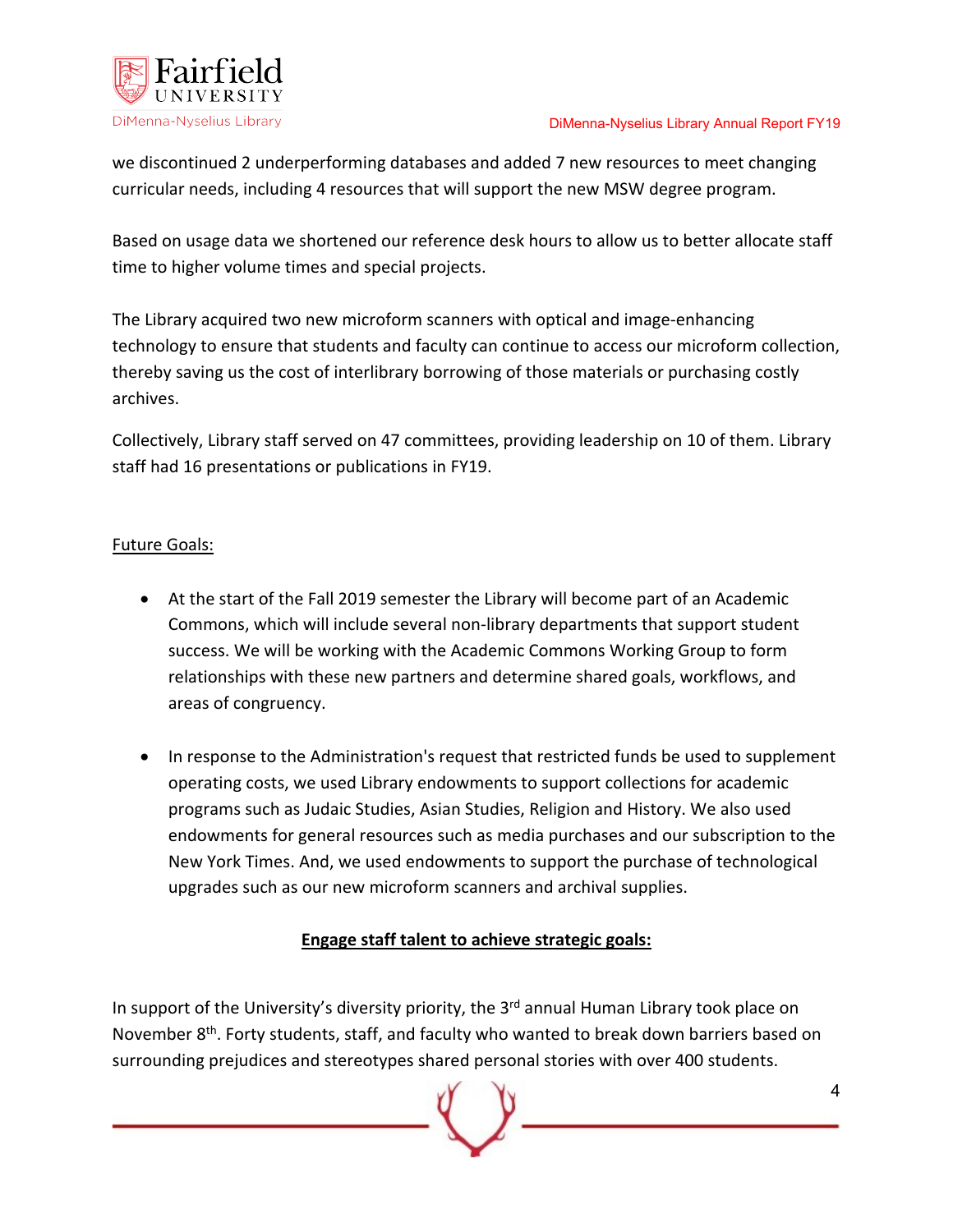we discontinued 2 underperforming databases and added 7 new resources to meet changing curricular needs, including 4 resources that will support the new MSW degree program.

Based on usage data we shortened our reference desk hours to allow us to better allocate staff time to higher volume times and special projects.

The Library acquired two new microform scanners with optical and image-enhancing technology to ensure that students and faculty can continue to access our microform collection, thereby saving us the cost of interlibrary borrowing of those materials or purchasing costly archives.

Collectively, Library staff served on 47 committees, providing leadership on 10 of them. Library staff had 16 presentations or publications in FY19.

<u>Future Goals:</u>

- At the start of the Fall 2019 semester the Library will become part of an Academic Commons, which will include several non-library departments that support student success. We will be working with the Academic Commons Working Group to form relationships with these new partners and determine shared goals, workflows, and areas of congruency.

- In response to the Administration's request that restricted funds be used to supplement operating costs, we used Library endowments to support collections for academic programs such as Judaic Studies, Asian Studies, Religion and History. We also used endowments for general resources such as media purchases and our subscription to the New York Times. And, we used endowments to support the purchase of technological upgrades such as our new microform scanners and archival supplies.

## <u>Engage staff talent to achieve strategic goals:</u>

In support of the University's diversity priority, the 3rd annual Human Library took place on November 8th. Forty students, staff, and faculty who wanted to break down barriers based on surrounding prejudices and stereotypes shared personal stories with over 400 students.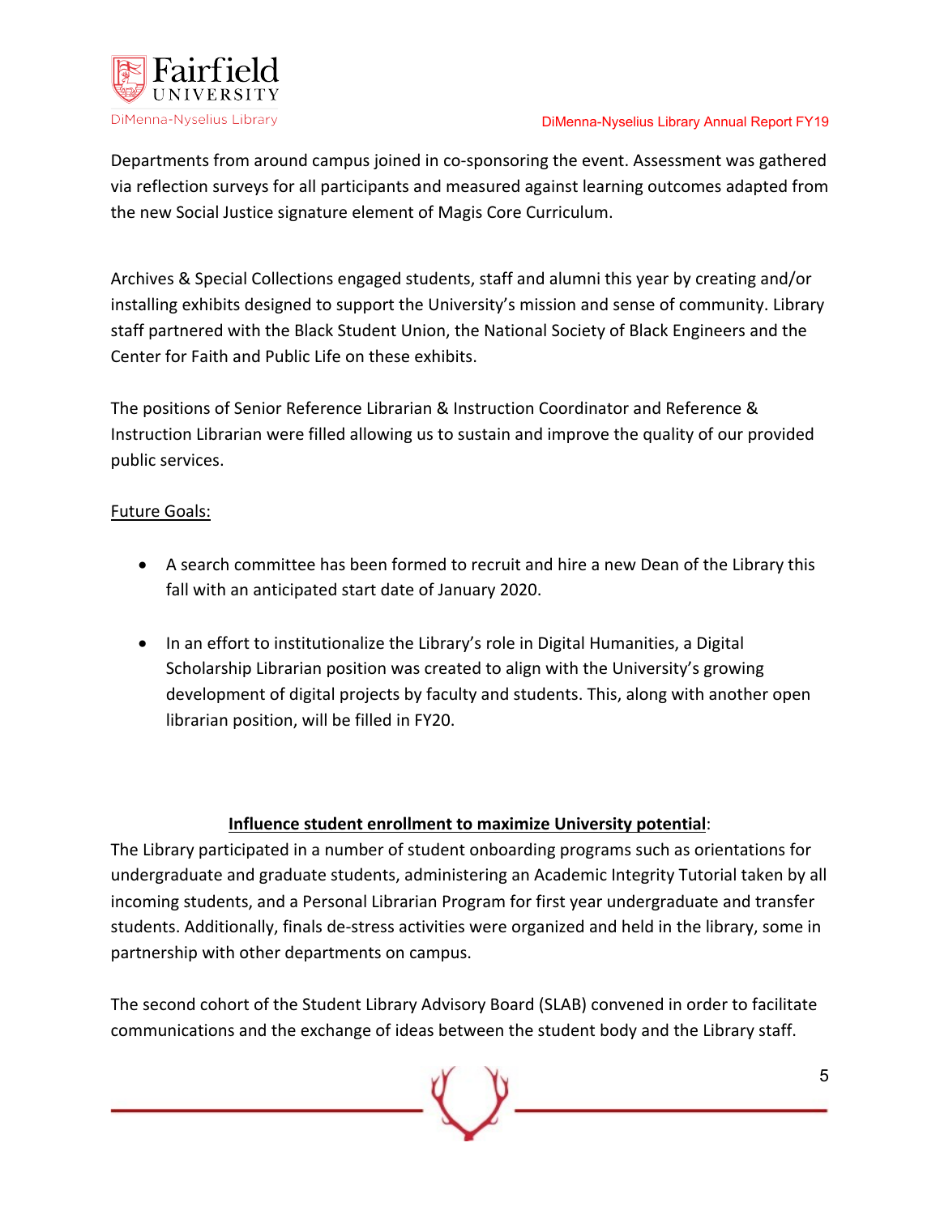Departments from around campus joined in co-sponsoring the event. Assessment was gathered via reflection surveys for all participants and measured against learning outcomes adapted from the new Social Justice signature element of Magis Core Curriculum.

Archives & Special Collections engaged students, staff and alumni this year by creating and/or installing exhibits designed to support the University's mission and sense of community. Library staff partnered with the Black Student Union, the National Society of Black Engineers and the Center for Faith and Public Life on these exhibits.

The positions of Senior Reference Librarian & Instruction Coordinator and Reference & Instruction Librarian were filled allowing us to sustain and improve the quality of our provided public services.

Future Goals:

- A search committee has been formed to recruit and hire a new Dean of the Library this fall with an anticipated start date of January 2020.
- In an effort to institutionalize the Library's role in Digital Humanities, a Digital Scholarship Librarian position was created to align with the University's growing development of digital projects by faculty and students. This, along with another open librarian position, will be filled in FY20.

## **Influence student enrollment to maximize University potential**:

The Library participated in a number of student onboarding programs such as orientations for undergraduate and graduate students, administering an Academic Integrity Tutorial taken by all incoming students, and a Personal Librarian Program for first year undergraduate and transfer students. Additionally, finals de-stress activities were organized and held in the library, some in partnership with other departments on campus.

The second cohort of the Student Library Advisory Board (SLAB) convened in order to facilitate communications and the exchange of ideas between the student body and the Library staff.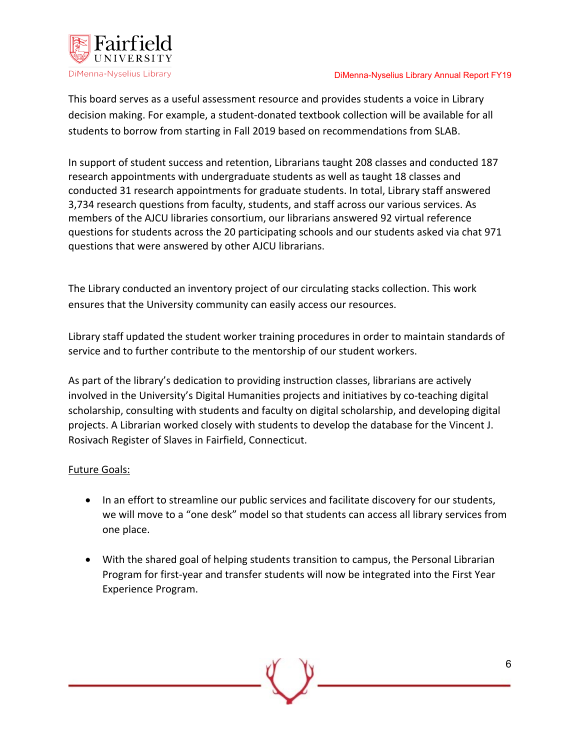This board serves as a useful assessment resource and provides students a voice in Library decision making. For example, a student-donated textbook collection will be available for all students to borrow from starting in Fall 2019 based on recommendations from SLAB.

In support of student success and retention, Librarians taught 208 classes and conducted 187 research appointments with undergraduate students as well as taught 18 classes and conducted 31 research appointments for graduate students. In total, Library staff answered 3,734 research questions from faculty, students, and staff across our various services. As members of the AJCU libraries consortium, our librarians answered 92 virtual reference questions for students across the 20 participating schools and our students asked via chat 971 questions that were answered by other AJCU librarians.

The Library conducted an inventory project of our circulating stacks collection. This work ensures that the University community can easily access our resources.

Library staff updated the student worker training procedures in order to maintain standards of service and to further contribute to the mentorship of our student workers.

As part of the library's dedication to providing instruction classes, librarians are actively involved in the University's Digital Humanities projects and initiatives by co-teaching digital scholarship, consulting with students and faculty on digital scholarship, and developing digital projects. A Librarian worked closely with students to develop the database for the Vincent J. Rosivach Register of Slaves in Fairfield, Connecticut.

Future Goals:

- In an effort to streamline our public services and facilitate discovery for our students, we will move to a "one desk" model so that students can access all library services from one place.
- With the shared goal of helping students transition to campus, the Personal Librarian Program for first-year and transfer students will now be integrated into the First Year Experience Program.